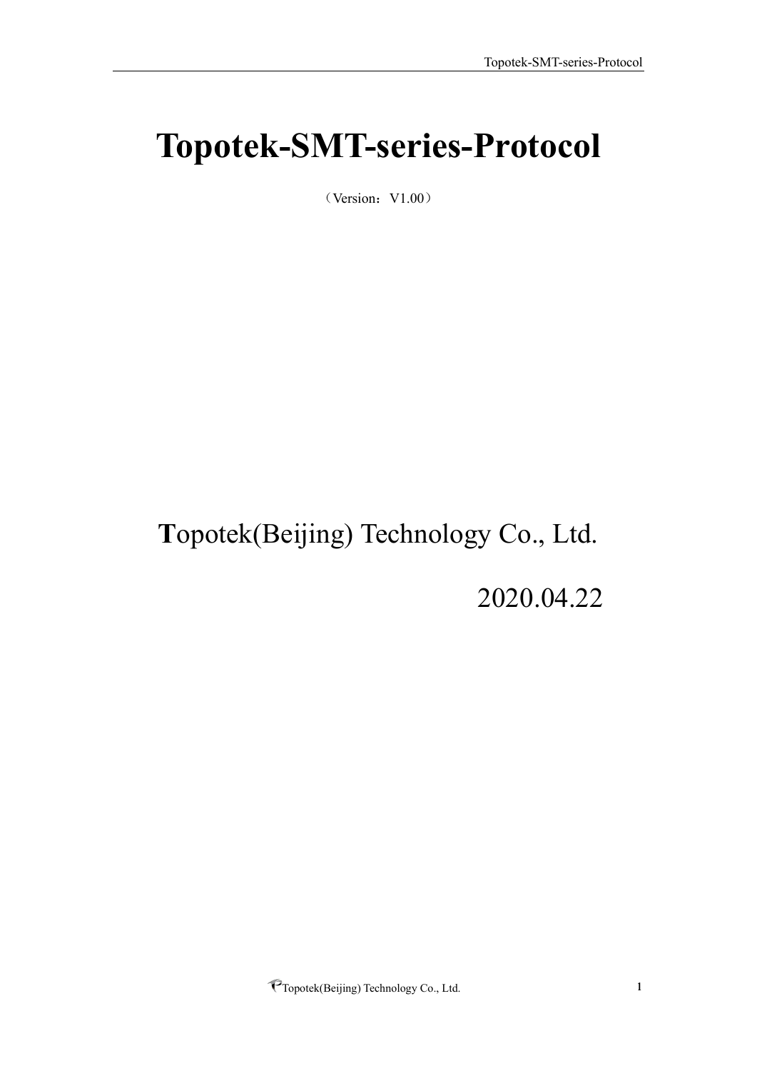# Topotek-SMT-series-Protocol

（Version：V1.00）

**T**opotek(Beijing) Technology Co., Ltd.

2020.04.22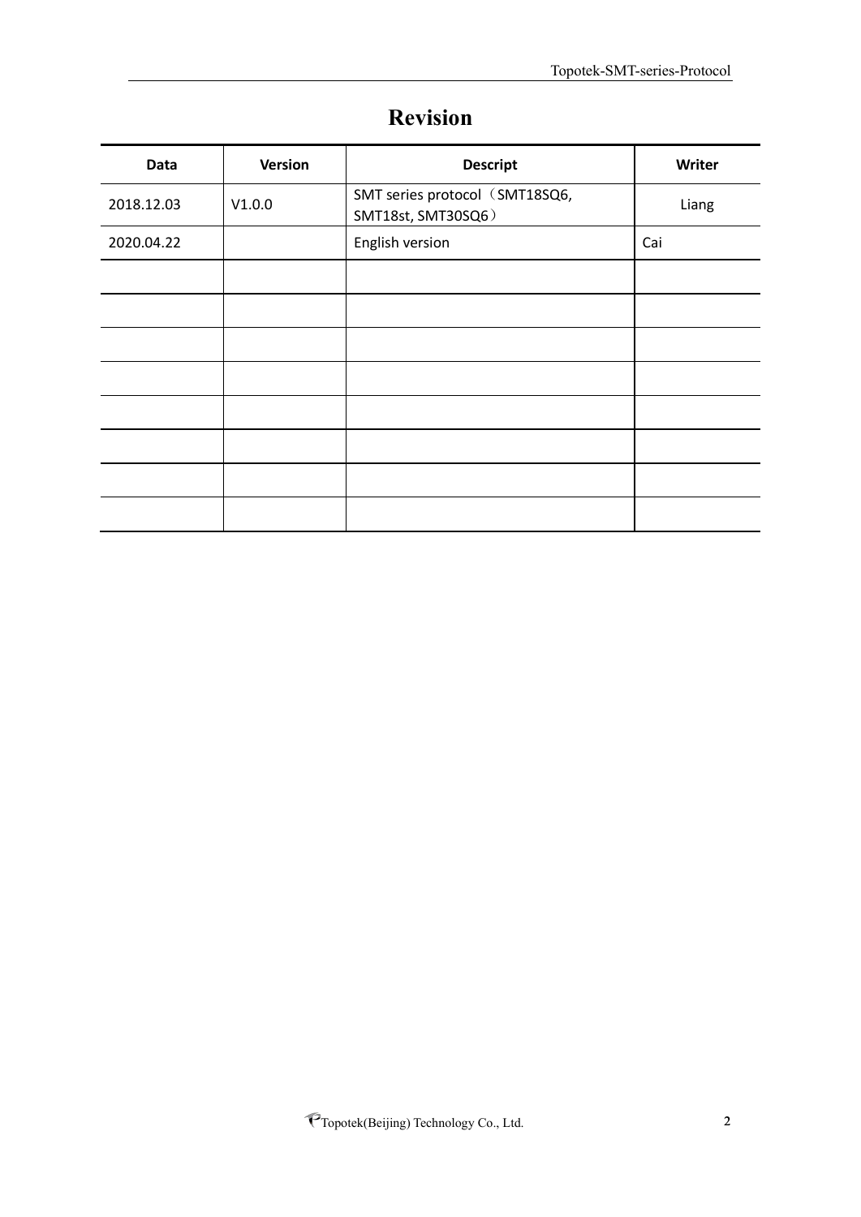# Revision

| Data | Version | Descript | Writer |
| --- | --- | --- | --- |
| 2018.12.03 | V1.0.0 | SMT series protocol（SMT18SQ6, SMT18st, SMT30SQ6） | Liang |
| 2020.04.22 | | English version | Cai |
| | | | |
| | | | |
| | | | |
| | | | |
| | | | |
| | | | |
| | | | |
| | | | |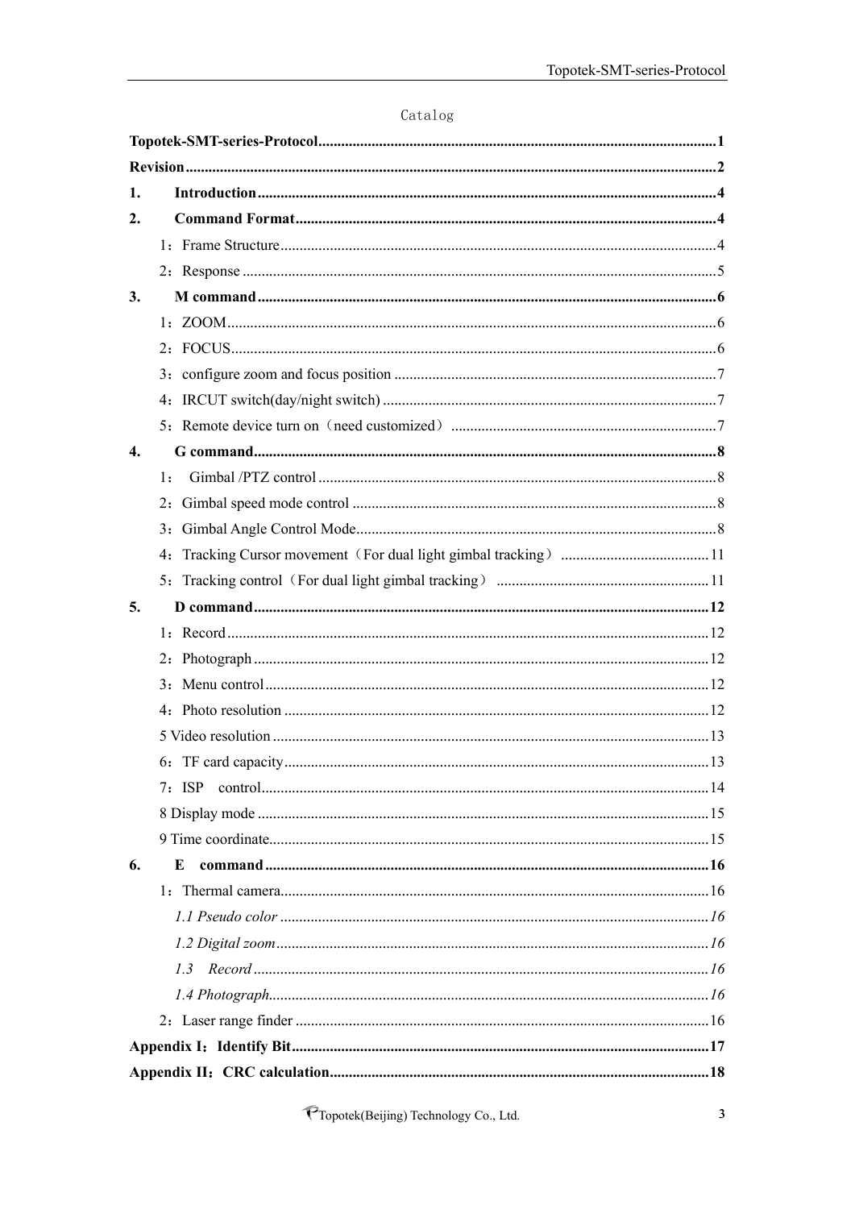# Catalog

**Topotek-SMT-series-Protocol** ........ **1**

**Revision** ........ **2**

**1. Introduction** ........ **4**

**2. Command Format** ........ **4**

- 1：Frame Structure ........ 4
- 2：Response ........ 5

**3. M command** ........ **6**

- 1：ZOOM ........ 6
- 2：FOCUS ........ 6
- 3：configure zoom and focus position ........ 7
- 4：IRCUT switch(day/night switch) ........ 7
- 5：Remote device turn on（need customized） ........ 7

**4. G command** ........ **8**

- 1： Gimbal /PTZ control ........ 8
- 2：Gimbal speed mode control ........ 8
- 3：Gimbal Angle Control Mode ........ 8
- 4：Tracking Cursor movement（For dual light gimbal tracking） ........ 11
- 5：Tracking control（For dual light gimbal tracking） ........ 11

**5. D command** ........ **12**

- 1：Record ........ 12
- 2：Photograph ........ 12
- 3：Menu control ........ 12
- 4：Photo resolution ........ 12
- 5 Video resolution ........ 13
- 6：TF card capacity ........ 13
- 7：ISP control ........ 14
- 8 Display mode ........ 15
- 9 Time coordinate ........ 15

**6. E command** ........ **16**

- 1：Thermal camera ........ 16
  - *1.1 Pseudo color* ........ *16*
  - *1.2 Digital zoom* ........ *16*
  - *1.3 Record* ........ *16*
  - *1.4 Photograph* ........ *16*
- 2：Laser range finder ........ 16

**Appendix I：Identify Bit** ........ **17**

**Appendix II：CRC calculation** ........ **18**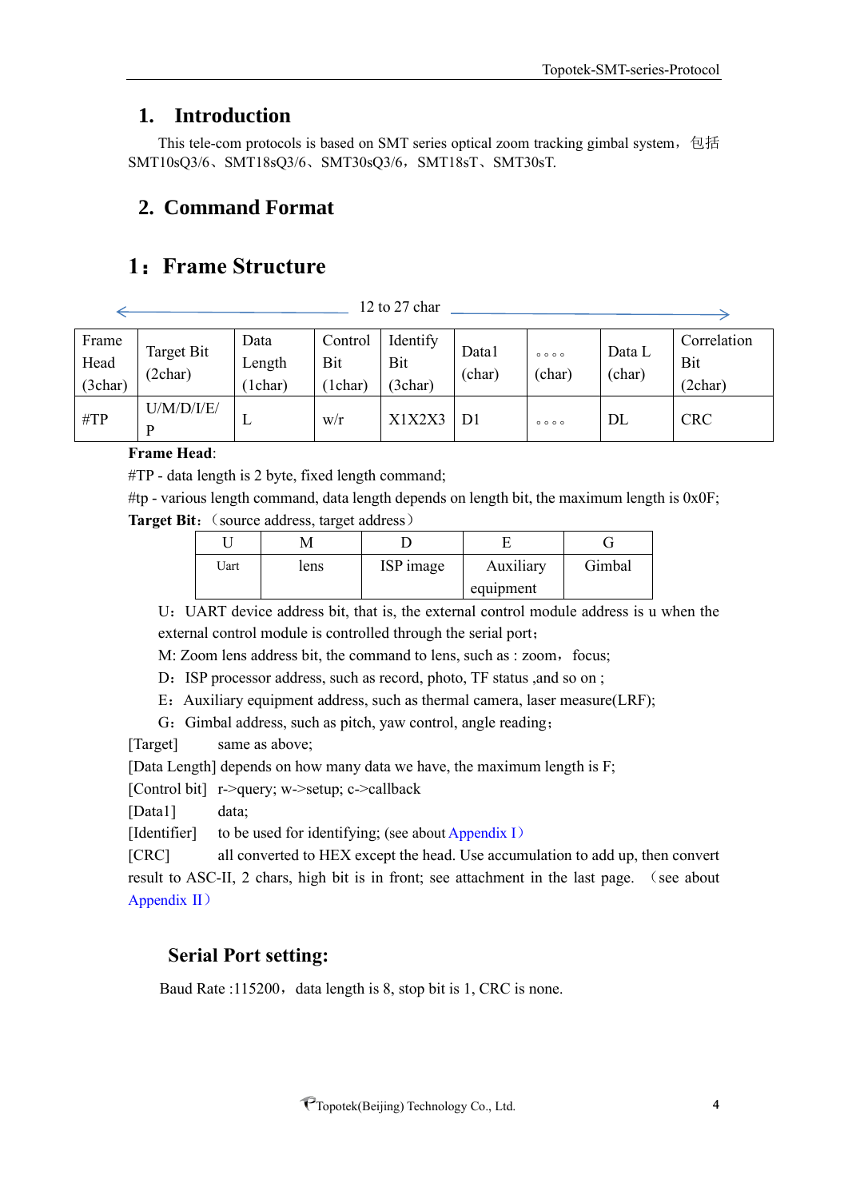# 1. Introduction

This tele-com protocols is based on SMT series optical zoom tracking gimbal system，包括 SMT10sQ3/6、SMT18sQ3/6、SMT30sQ3/6，SMT18sT、SMT30sT.

# 2. Command Format

## 1：Frame Structure

12 to 27 char

| Frame Head (3char) | Target Bit (2char) | Data Length (1char) | Control Bit (1char) | Identify Bit (3char) | Data1 (char) | 。。。。 (char) | Data L (char) | Correlation Bit (2char) |
|---|---|---|---|---|---|---|---|---|
| #TP | U/M/D/I/E/P | L | w/r | X1X2X3 | D1 | 。。。。 | DL | CRC |

**Frame Head**:

#TP - data length is 2 byte, fixed length command;

#tp - various length command, data length depends on length bit, the maximum length is 0x0F;

**Target Bit**:（source address, target address）

| U | M | D | E | G |
|---|---|---|---|---|
| Uart | lens | ISP image | Auxiliary equipment | Gimbal |

U：UART device address bit, that is, the external control module address is u when the external control module is controlled through the serial port；

M: Zoom lens address bit, the command to lens, such as : zoom，focus;

D：ISP processor address, such as record, photo, TF status ,and so on ;

E：Auxiliary equipment address, such as thermal camera, laser measure(LRF);

G：Gimbal address, such as pitch, yaw control, angle reading；

[Target] same as above;

[Data Length] depends on how many data we have, the maximum length is F;

[Control bit] r->query; w->setup; c->callback

[Data1] data;

[Identifier] to be used for identifying; (see about Appendix I）

[CRC] all converted to HEX except the head. Use accumulation to add up, then convert result to ASC-II, 2 chars, high bit is in front; see attachment in the last page. （see about Appendix II）

### Serial Port setting:

Baud Rate :115200，data length is 8, stop bit is 1, CRC is none.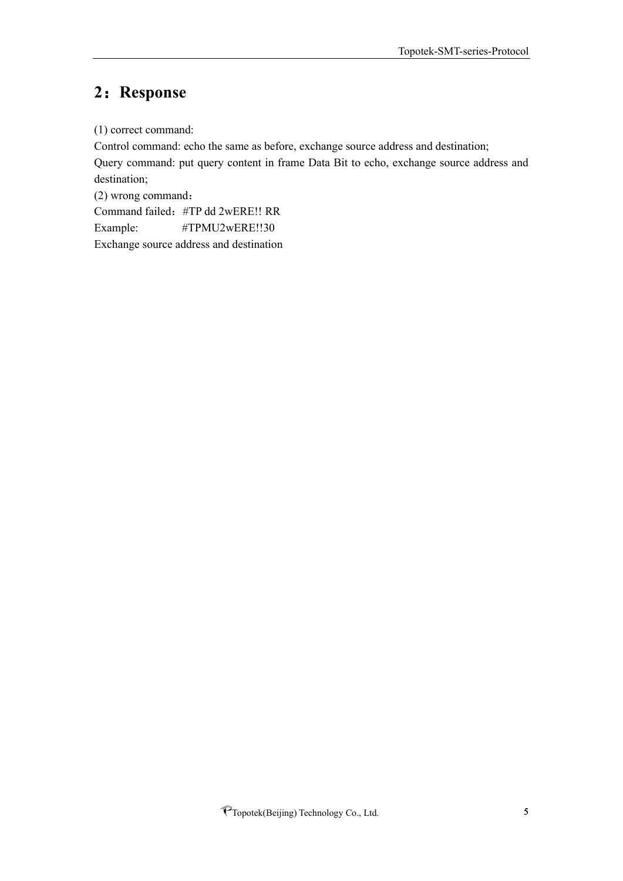## 2：Response

(1) correct command:

Control command: echo the same as before, exchange source address and destination;

Query command: put query content in frame Data Bit to echo, exchange source address and destination;

(2) wrong command：

Command failed：#TP dd 2wERE!! RR

Example: #TPMU2wERE!!30

Exchange source address and destination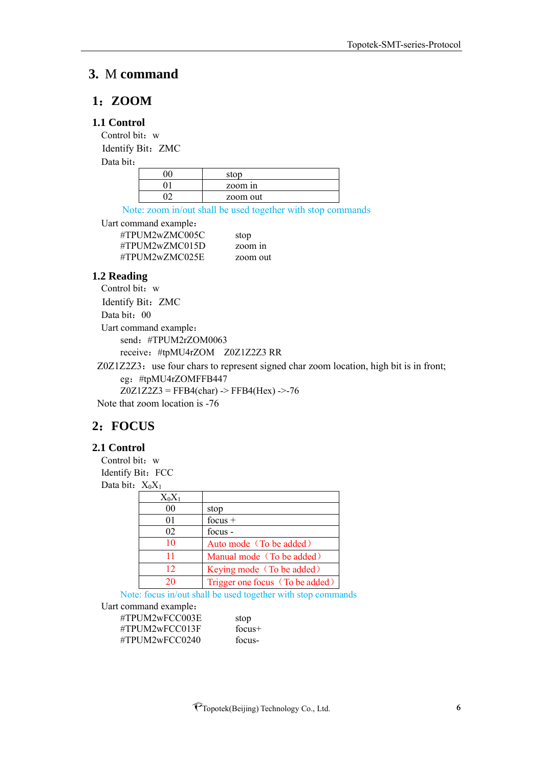# 3. M command

## 1：ZOOM

### 1.1 Control

Control bit：w

Identify Bit：ZMC

Data bit：

| 00 | stop |
|---|---|
| 01 | zoom in |
| 02 | zoom out |

Note: zoom in/out shall be used together with stop commands

Uart command example：

```
#TPUM2wZMC005C      stop
#TPUM2wZMC015D      zoom in
#TPUM2wZMC025E      zoom out
```

### 1.2 Reading

Control bit：w

Identify Bit：ZMC

Data bit：00

Uart command example：

send：#TPUM2rZOM0063

receive：#tpMU4rZOM  Z0Z1Z2Z3 RR

Z0Z1Z2Z3：use four chars to represent signed char zoom location, high bit is in front;

eg：#tpMU4rZOMFFB447

Z0Z1Z2Z3 = FFB4(char) -> FFB4(Hex) ->-76

Note that zoom location is -76

## 2：FOCUS

### 2.1 Control

Control bit：w

Identify Bit：FCC

Data bit：$X_0X_1$

| $X_0X_1$ | |
|---|---|
| 00 | stop |
| 01 | focus + |
| 02 | focus - |
| 10 | Auto mode（To be added） |
| 11 | Manual mode（To be added） |
| 12 | Keying mode（To be added） |
| 20 | Trigger one focus（To be added） |

Note: focus in/out shall be used together with stop commands

Uart command example：

```
#TPUM2wFCC003E      stop
#TPUM2wFCC013F      focus+
#TPUM2wFCC0240      focus-
```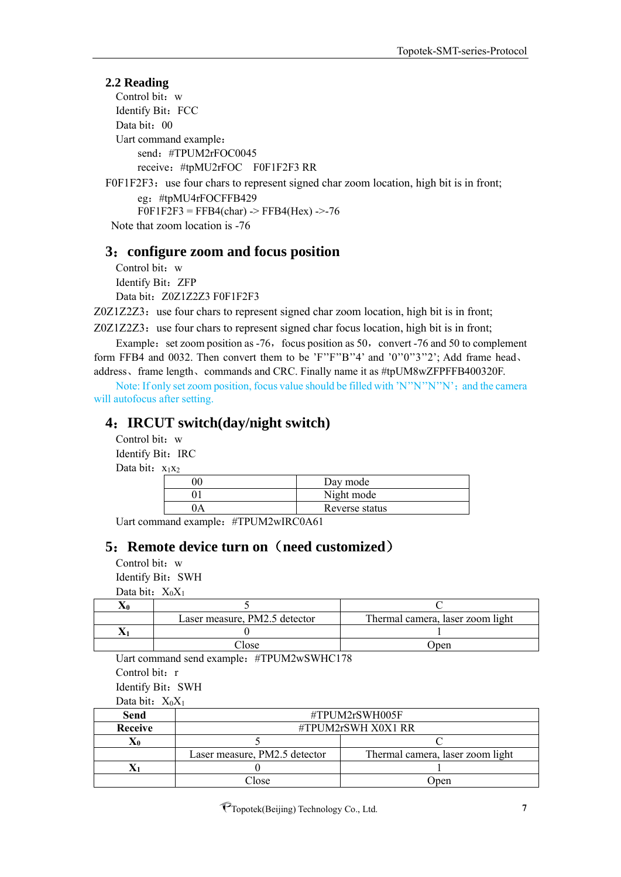### 2.2 Reading

Control bit：w

Identify Bit：FCC

Data bit：00

Uart command example：

send：#TPUM2rFOC0045

receive：#tpMU2rFOC　F0F1F2F3 RR

F0F1F2F3：use four chars to represent signed char zoom location, high bit is in front;

eg：#tpMU4rFOCFFB429

F0F1F2F3 = FFB4(char) -> FFB4(Hex) ->-76

Note that zoom location is -76

## 3：configure zoom and focus position

Control bit：w

Identify Bit：ZFP

Data bit：Z0Z1Z2Z3 F0F1F2F3

Z0Z1Z2Z3：use four chars to represent signed char zoom location, high bit is in front;

Z0Z1Z2Z3：use four chars to represent signed char focus location, high bit is in front;

Example：set zoom position as -76，focus position as 50，convert -76 and 50 to complement form FFB4 and 0032. Then convert them to be 'F''F''B''4' and '0''0''3''2'; Add frame head、address、frame length、commands and CRC. Finally name it as #tpUM8wZFPFFB400320F.

Note: If only set zoom position, focus value should be filled with 'N''N''N''N'；and the camera will autofocus after setting.

## 4：IRCUT switch(day/night switch)

Control bit：w

Identify Bit：IRC

Data bit：$x_1x_2$

| 00 | Day mode |
|---|---|
| 01 | Night mode |
| 0A | Reverse status |

Uart command example：#TPUM2wIRC0A61

## 5：Remote device turn on（need customized）

Control bit：w

Identify Bit：SWH

Data bit：$X_0X_1$

| $X_0$ | 5 | C |
|---|---|---|
| | Laser measure, PM2.5 detector | Thermal camera, laser zoom light |
| $X_1$ | 0 | 1 |
| | Close | Open |

Uart command send example：#TPUM2wSWHC178

Control bit：r

Identify Bit：SWH

Data bit：$X_0X_1$

| **Send** | #TPUM2rSWH005F | |
|---|---|---|
| **Receive** | #TPUM2rSWH X0X1 RR | |
| $X_0$ | 5 | C |
| | Laser measure, PM2.5 detector | Thermal camera, laser zoom light |
| $X_1$ | 0 | 1 |
| | Close | Open |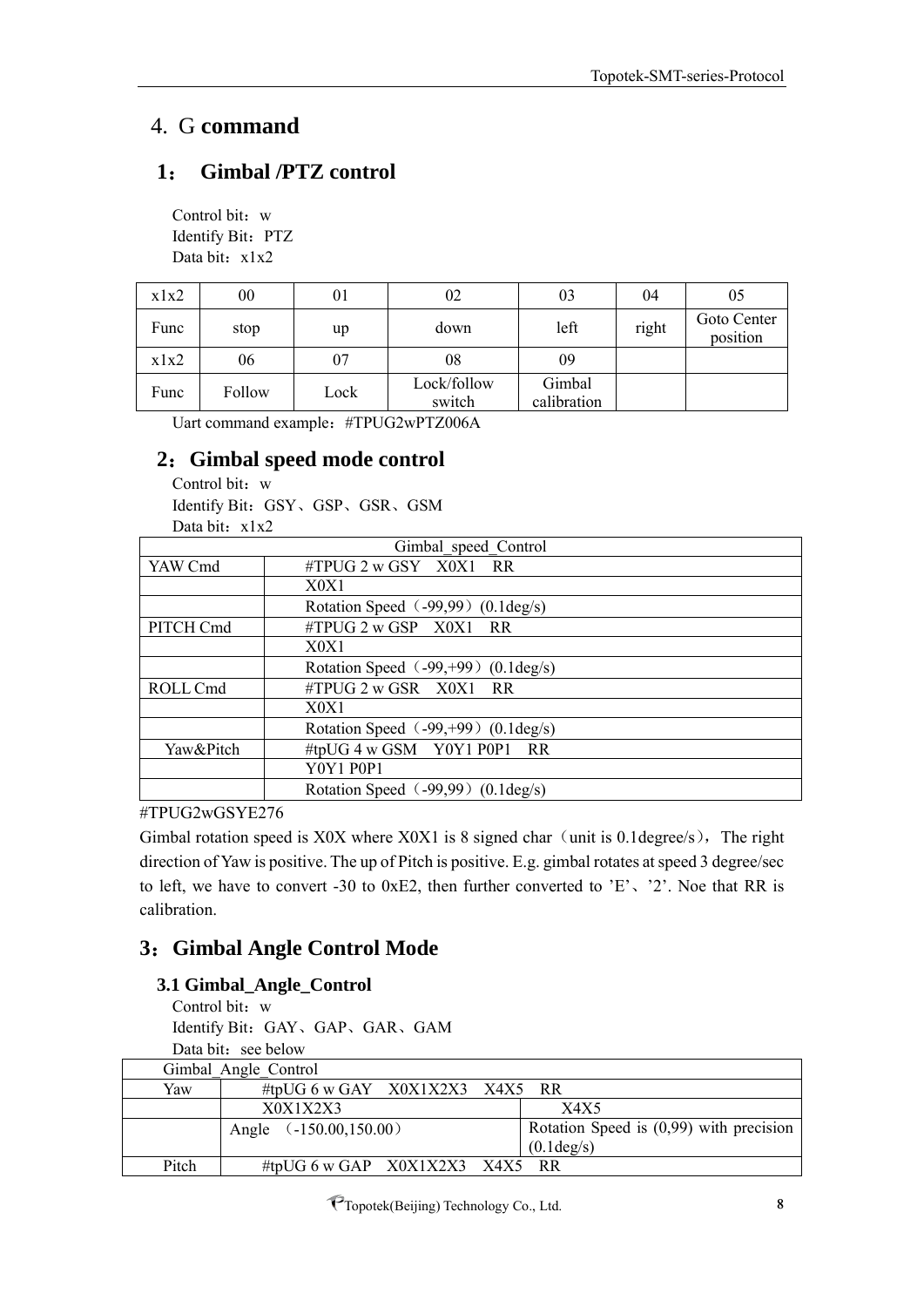# 4. G **command**

## 1： Gimbal /PTZ control

Control bit：w

Identify Bit：PTZ

Data bit：x1x2

| x1x2 | 00 | 01 | 02 | 03 | 04 | 05 |
|---|---|---|---|---|---|---|
| Func | stop | up | down | left | right | Goto Center position |
| x1x2 | 06 | 07 | 08 | 09 | | |
| Func | Follow | Lock | Lock/follow switch | Gimbal calibration | | |

Uart command example：#TPUG2wPTZ006A

## 2：Gimbal speed mode control

Control bit：w

Identify Bit：GSY、GSP、GSR、GSM

Data bit：x1x2

| Gimbal_speed_Control | |
|---|---|
| YAW Cmd | #TPUG 2 w GSY X0X1 RR |
| | X0X1 |
| | Rotation Speed（-99,99）(0.1deg/s) |
| PITCH Cmd | #TPUG 2 w GSP X0X1 RR |
| | X0X1 |
| | Rotation Speed（-99,+99）(0.1deg/s) |
| ROLL Cmd | #TPUG 2 w GSR X0X1 RR |
| | X0X1 |
| | Rotation Speed（-99,+99）(0.1deg/s) |
| Yaw&Pitch | #tpUG 4 w GSM Y0Y1 P0P1 RR |
| | Y0Y1 P0P1 |
| | Rotation Speed（-99,99）(0.1deg/s) |

#TPUG2wGSYE276

Gimbal rotation speed is X0X where X0X1 is 8 signed char（unit is 0.1degree/s），The right direction of Yaw is positive. The up of Pitch is positive. E.g. gimbal rotates at speed 3 degree/sec to left, we have to convert -30 to 0xE2, then further converted to 'E'、'2'. Noe that RR is calibration.

## 3：Gimbal Angle Control Mode

### 3.1 Gimbal_Angle_Control

Control bit：w

Identify Bit：GAY、GAP、GAR、GAM

Data bit：see below

| Gimbal_Angle_Control | | |
|---|---|---|
| Yaw | #tpUG 6 w GAY X0X1X2X3 X4X5 RR | |
| | X0X1X2X3 | X4X5 |
| | Angle （-150.00,150.00） | Rotation Speed is (0,99) with precision (0.1deg/s) |
| Pitch | #tpUG 6 w GAP X0X1X2X3 X4X5 RR | |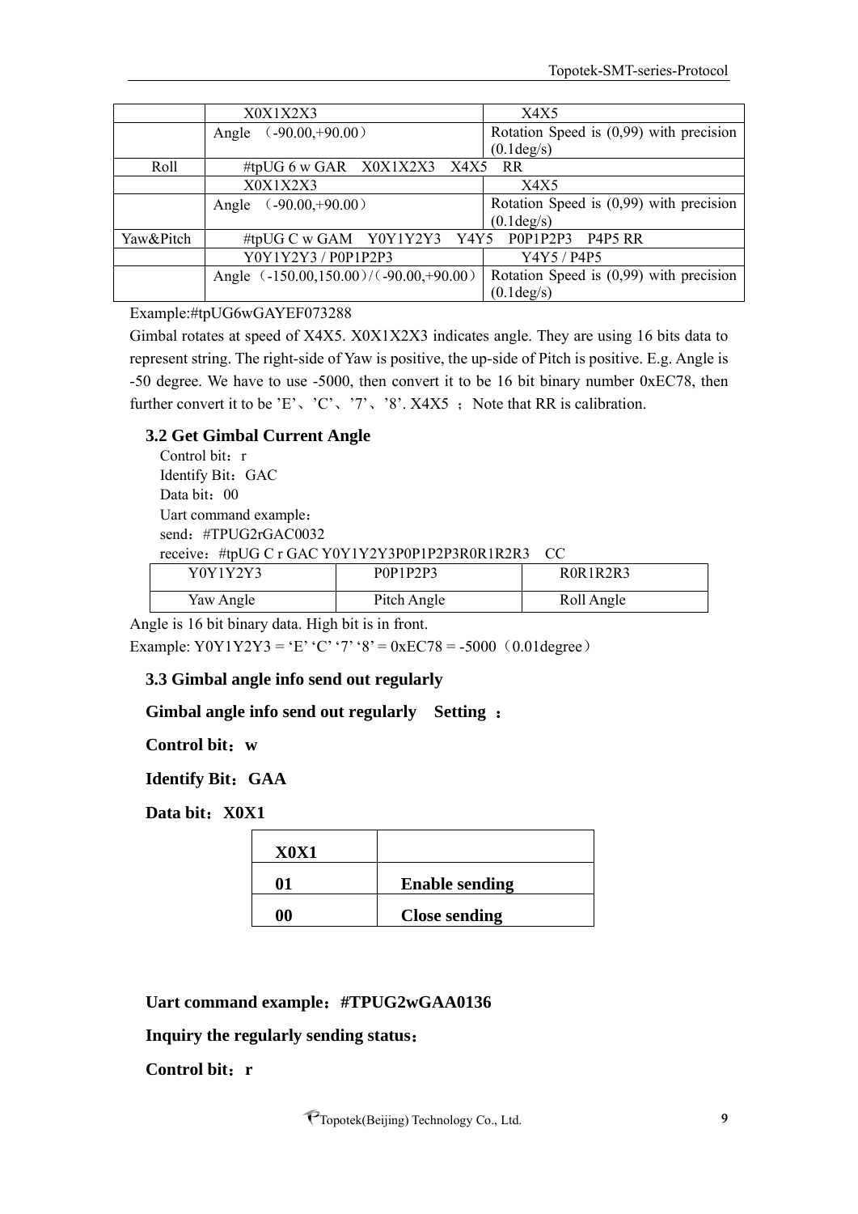| | X0X1X2X3 | X4X5 |
|---|---|---|
| | Angle （-90.00,+90.00） | Rotation Speed is (0,99) with precision (0.1deg/s) |
| Roll | #tpUG 6 w GAR X0X1X2X3 X4X5 RR | |
| | X0X1X2X3 | X4X5 |
| | Angle （-90.00,+90.00） | Rotation Speed is (0,99) with precision (0.1deg/s) |
| Yaw&Pitch | #tpUG C w GAM Y0Y1Y2Y3 Y4Y5 P0P1P2P3 P4P5 RR | |
| | Y0Y1Y2Y3 / P0P1P2P3 | Y4Y5 / P4P5 |
| | Angle（-150.00,150.00）/（-90.00,+90.00） | Rotation Speed is (0,99) with precision (0.1deg/s) |

Example:#tpUG6wGAYEF073288

Gimbal rotates at speed of X4X5. X0X1X2X3 indicates angle. They are using 16 bits data to represent string. The right-side of Yaw is positive, the up-side of Pitch is positive. E.g. Angle is -50 degree. We have to use -5000, then convert it to be 16 bit binary number 0xEC78, then further convert it to be ’E’、’C’、’7’、’8’. X4X5 ；Note that RR is calibration.

### 3.2 Get Gimbal Current Angle

Control bit：r

Identify Bit：GAC

Data bit：00

Uart command example：

send：#TPUG2rGAC0032

receive：#tpUG C r GAC Y0Y1Y2Y3P0P1P2P3R0R1R2R3 CC

| Y0Y1Y2Y3 | P0P1P2P3 | R0R1R2R3 |
|---|---|---|
| Yaw Angle | Pitch Angle | Roll Angle |

Angle is 16 bit binary data. High bit is in front.

Example: Y0Y1Y2Y3 = ‘E’ ‘C’ ‘7’ ‘8’ = 0xEC78 = -5000（0.01degree）

### 3.3 Gimbal angle info send out regularly

**Gimbal angle info send out regularly Setting ：**

**Control bit：w**

**Identify Bit：GAA**

**Data bit：X0X1**

| **X0X1** | |
|---|---|
| **01** | **Enable sending** |
| **00** | **Close sending** |

**Uart command example：#TPUG2wGAA0136**

**Inquiry the regularly sending status：**

**Control bit：r**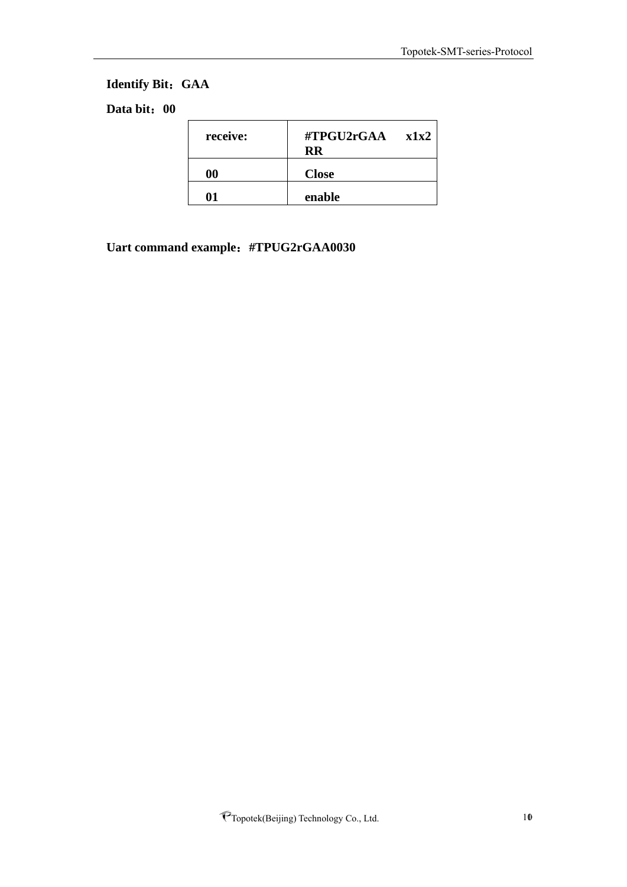**Identify Bit：GAA**

**Data bit：00**

| **receive:** | **#TPGU2rGAA x1x2 RR** |
|---|---|
| **00** | **Close** |
| **01** | **enable** |

**Uart command example：#TPUG2rGAA0030**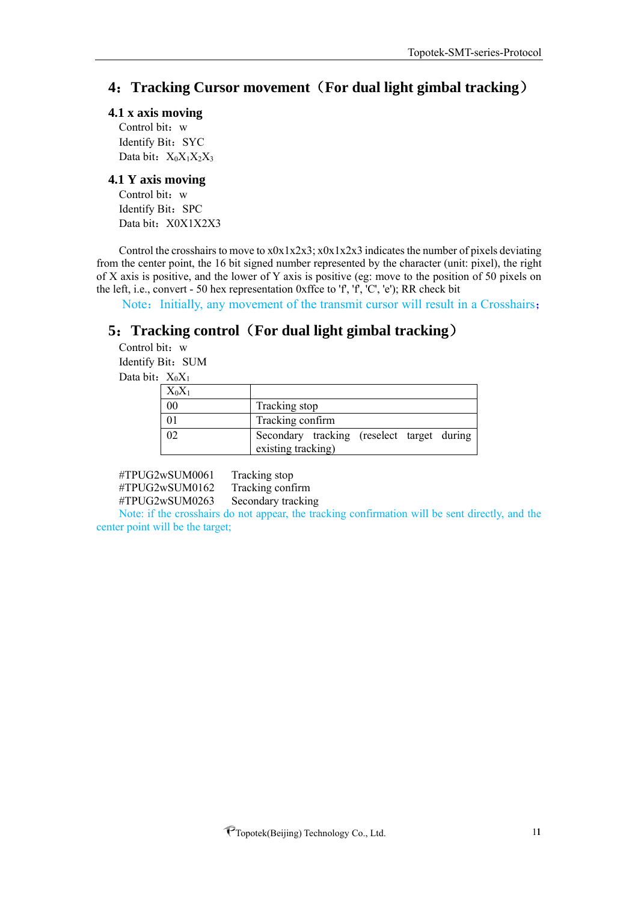## 4：Tracking Cursor movement（For dual light gimbal tracking）

### 4.1 x axis moving

Control bit：w

Identify Bit：SYC

Data bit：$X_0X_1X_2X_3$

### 4.1 Y axis moving

Control bit：w

Identify Bit：SPC

Data bit：X0X1X2X3

Control the crosshairs to move to x0x1x2x3; x0x1x2x3 indicates the number of pixels deviating from the center point, the 16 bit signed number represented by the character (unit: pixel), the right of X axis is positive, and the lower of Y axis is positive (eg: move to the position of 50 pixels on the left, i.e., convert - 50 hex representation 0xffce to 'f', 'f', 'C', 'e'); RR check bit

Note：Initially, any movement of the transmit cursor will result in a Crosshairs；

## 5：Tracking control（For dual light gimbal tracking）

Control bit：w

Identify Bit：SUM

Data bit：$X_0X_1$

| $X_0X_1$ | |
|---|---|
| 00 | Tracking stop |
| 01 | Tracking confirm |
| 02 | Secondary tracking (reselect target during existing tracking) |

#TPUG2wSUM0061 Tracking stop

#TPUG2wSUM0162 Tracking confirm

#TPUG2wSUM0263 Secondary tracking

Note: if the crosshairs do not appear, the tracking confirmation will be sent directly, and the center point will be the target;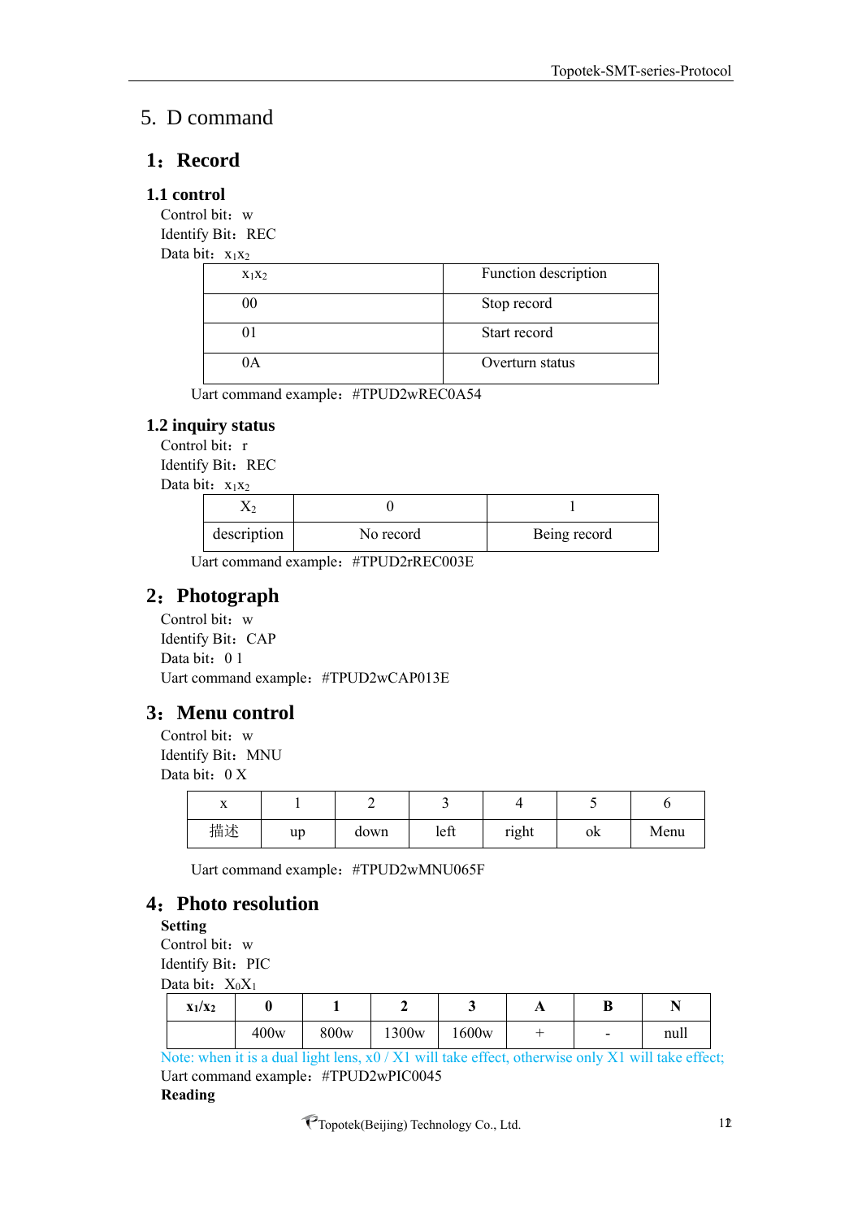# 5. D command

## 1：Record

### 1.1 control

Control bit：w

Identify Bit：REC

Data bit：$x_1x_2$

| $x_1x_2$ | Function description |
|---|---|
| 00 | Stop record |
| 01 | Start record |
| 0A | Overturn status |

Uart command example：#TPUD2wREC0A54

### 1.2 inquiry status

Control bit：r

Identify Bit：REC

Data bit：$x_1x_2$

| $X_2$ | 0 | 1 |
|---|---|---|
| description | No record | Being record |

Uart command example：#TPUD2rREC003E

## 2：Photograph

Control bit：w

Identify Bit：CAP

Data bit：0 1

Uart command example：#TPUD2wCAP013E

## 3：Menu control

Control bit：w

Identify Bit：MNU

Data bit：0 X

| x | 1 | 2 | 3 | 4 | 5 | 6 |
|---|---|---|---|---|---|---|
| 描述 | up | down | left | right | ok | Menu |

Uart command example：#TPUD2wMNU065F

## 4：Photo resolution

**Setting**

Control bit：w

Identify Bit：PIC

Data bit：$X_0X_1$

| **$x_1/x_2$** | **0** | **1** | **2** | **3** | **A** | **B** | **N** |
|---|---|---|---|---|---|---|---|
| | 400w | 800w | 1300w | 1600w | + | - | null |

Note: when it is a dual light lens, x0 / X1 will take effect, otherwise only X1 will take effect;

Uart command example：#TPUD2wPIC0045

**Reading**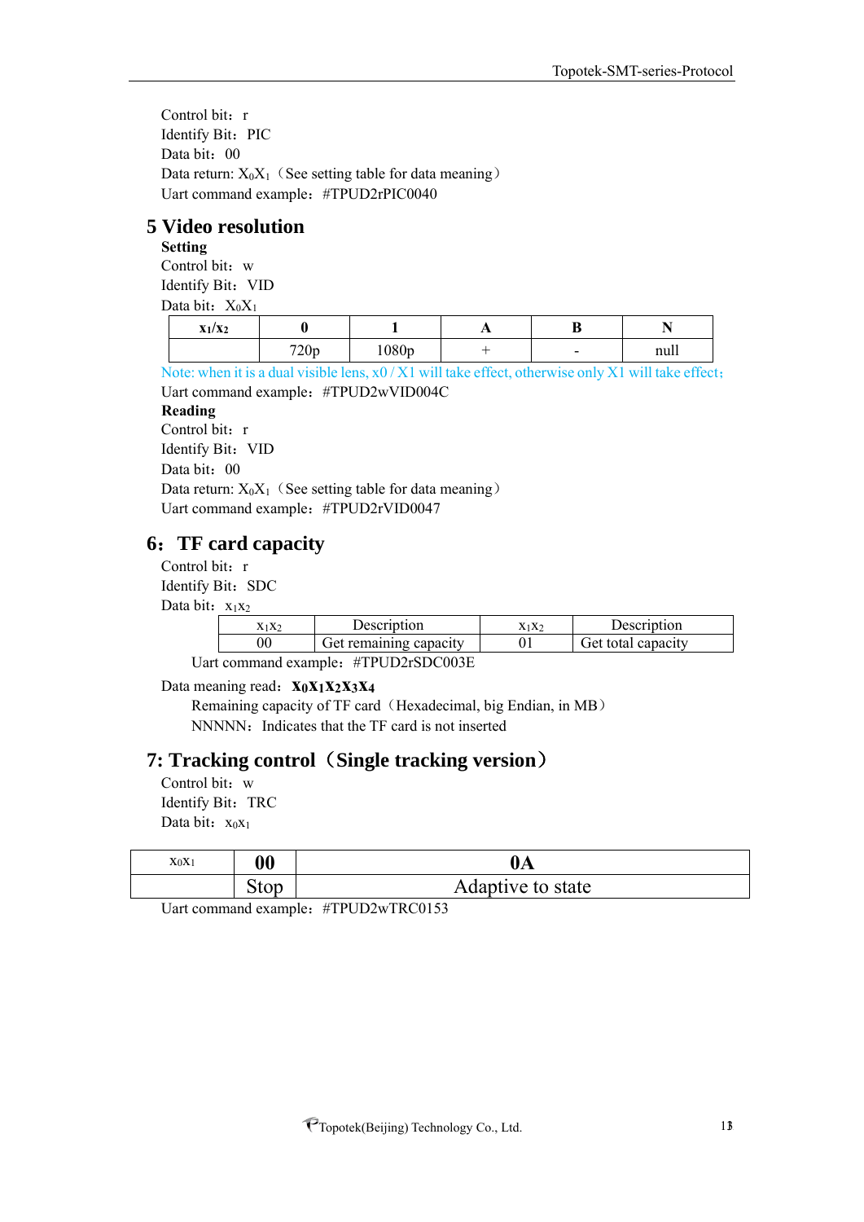Control bit：r
Identify Bit：PIC
Data bit：00
Data return: $X_0X_1$（See setting table for data meaning）
Uart command example：#TPUD2rPIC0040

## 5 Video resolution

**Setting**

Control bit：w
Identify Bit：VID
Data bit：$X_0X_1$

| $x_1/x_2$ | 0 | 1 | A | B | N |
|---|---|---|---|---|---|
| | 720p | 1080p | + | - | null |

Note: when it is a dual visible lens, x0 / X1 will take effect, otherwise only X1 will take effect;

Uart command example：#TPUD2wVID004C

**Reading**

Control bit：r
Identify Bit：VID
Data bit：00
Data return: $X_0X_1$（See setting table for data meaning）
Uart command example：#TPUD2rVID0047

## 6：TF card capacity

Control bit：r
Identify Bit：SDC
Data bit：$x_1x_2$

| $x_1x_2$ | Description | $x_1x_2$ | Description |
|---|---|---|---|
| 00 | Get remaining capacity | 01 | Get total capacity |

Uart command example：#TPUD2rSDC003E

Data meaning read：**$X_0X_1X_2X_3X_4$**

Remaining capacity of TF card（Hexadecimal, big Endian, in MB）
NNNNN：Indicates that the TF card is not inserted

## 7: Tracking control（Single tracking version）

Control bit：w
Identify Bit：TRC
Data bit：$x_0x_1$

| $x_0x_1$ | 00 | 0A |
|---|---|---|
| | Stop | Adaptive to state |

Uart command example：#TPUD2wTRC0153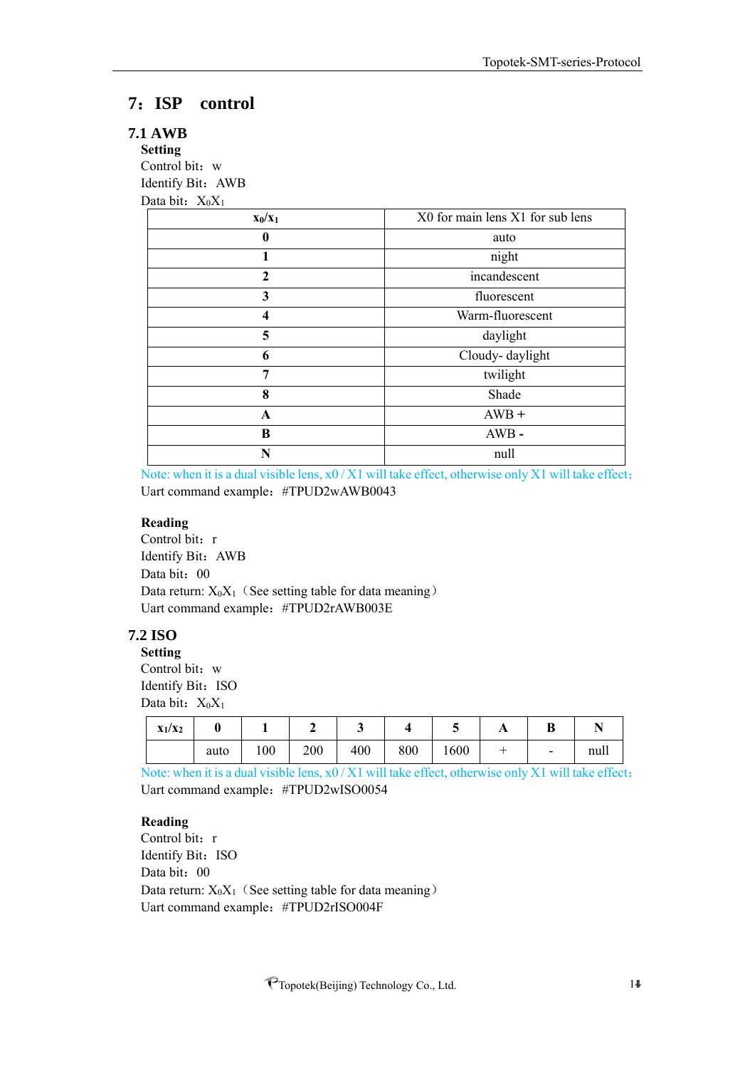# 7：ISP control

## 7.1 AWB

**Setting**

Control bit：w

Identify Bit：AWB

Data bit：$X_0X_1$

| $x_0/x_1$ | X0 for main lens X1 for sub lens |
|---|---|
| **0** | auto |
| **1** | night |
| **2** | incandescent |
| **3** | fluorescent |
| **4** | Warm-fluorescent |
| **5** | daylight |
| **6** | Cloudy- daylight |
| **7** | twilight |
| **8** | Shade |
| **A** | AWB + |
| **B** | AWB - |
| **N** | null |

Note: when it is a dual visible lens, x0 / X1 will take effect, otherwise only X1 will take effect;

Uart command example：#TPUD2wAWB0043

**Reading**

Control bit：r

Identify Bit：AWB

Data bit：00

Data return: $X_0X_1$（See setting table for data meaning）

Uart command example：#TPUD2rAWB003E

## 7.2 ISO

**Setting**

Control bit：w

Identify Bit：ISO

Data bit：$X_0X_1$

| $x_1/x_2$ | 0 | 1 | 2 | 3 | 4 | 5 | A | B | N |
|---|---|---|---|---|---|---|---|---|---|
| | auto | 100 | 200 | 400 | 800 | 1600 | + | - | null |

Note: when it is a dual visible lens, x0 / X1 will take effect, otherwise only X1 will take effect;

Uart command example：#TPUD2wISO0054

**Reading**

Control bit：r

Identify Bit：ISO

Data bit：00

Data return: $X_0X_1$（See setting table for data meaning）

Uart command example：#TPUD2rISO004F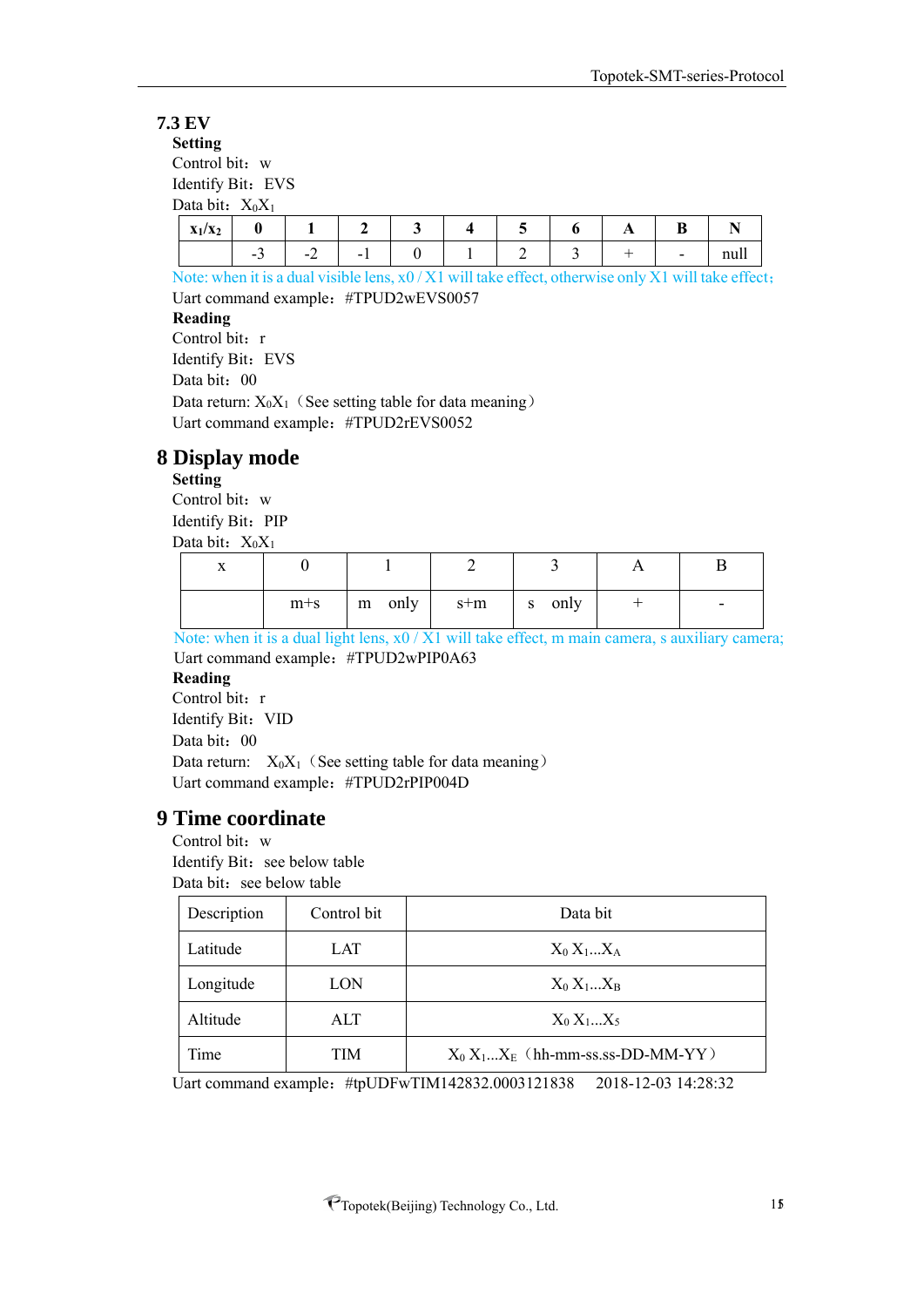### 7.3 EV

**Setting**

Control bit：w

Identify Bit：EVS

Data bit：$X_0X_1$

| $x_1/x_2$ | 0 | 1 | 2 | 3 | 4 | 5 | 6 | A | B | N |
|---|---|---|---|---|---|---|---|---|---|---|
| | -3 | -2 | -1 | 0 | 1 | 2 | 3 | + | - | null |

Note: when it is a dual visible lens, x0 / X1 will take effect, otherwise only X1 will take effect;

Uart command example：#TPUD2wEVS0057

**Reading**

Control bit：r

Identify Bit：EVS

Data bit：00

Data return: $X_0X_1$（See setting table for data meaning）

Uart command example：#TPUD2rEVS0052

## 8 Display mode

**Setting**

Control bit：w

Identify Bit：PIP

Data bit：$X_0X_1$

| x | 0 | 1 | 2 | 3 | A | B |
|---|---|---|---|---|---|---|
| | m+s | m only | s+m | s only | + | - |

Note: when it is a dual light lens, x0 / X1 will take effect, m main camera, s auxiliary camera;

Uart command example：#TPUD2wPIP0A63

**Reading**

Control bit：r

Identify Bit：VID

Data bit：00

Data return: $X_0X_1$（See setting table for data meaning）

Uart command example：#TPUD2rPIP004D

## 9 Time coordinate

Control bit：w

Identify Bit：see below table

Data bit：see below table

| Description | Control bit | Data bit |
|---|---|---|
| Latitude | LAT | $X_0$ $X_1$...$X_A$ |
| Longitude | LON | $X_0$ $X_1$...$X_B$ |
| Altitude | ALT | $X_0$ $X_1$...$X_5$ |
| Time | TIM | $X_0$ $X_1$...$X_E$（hh-mm-ss.ss-DD-MM-YY） |

Uart command example：#tpUDFwTIM142832.0003121838　2018-12-03 14:28:32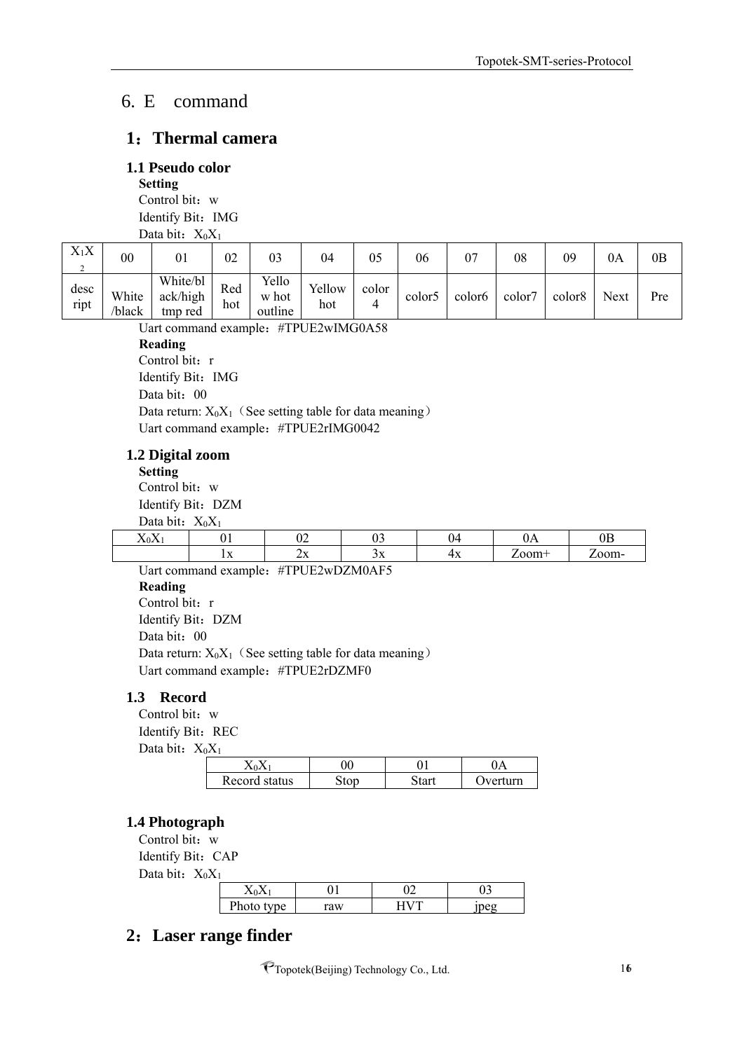# 6. E command

## 1：Thermal camera

### 1.1 Pseudo color

**Setting**

Control bit：w

Identify Bit：IMG

Data bit：$X_0X_1$

| $X_1X_2$ | 00 | 01 | 02 | 03 | 04 | 05 | 06 | 07 | 08 | 09 | 0A | 0B |
|---|---|---|---|---|---|---|---|---|---|---|---|---|
| descript | White /black | White/black/high tmp red | Red hot | Yellow hot outline | Yellow hot | color 4 | color5 | color6 | color7 | color8 | Next | Pre |

Uart command example：#TPUE2wIMG0A58

**Reading**

Control bit：r

Identify Bit：IMG

Data bit：00

Data return: $X_0X_1$（See setting table for data meaning）

Uart command example：#TPUE2rIMG0042

### 1.2 Digital zoom

**Setting**

Control bit：w

Identify Bit：DZM

Data bit：$X_0X_1$

| $X_0X_1$ | 01 | 02 | 03 | 04 | 0A | 0B |
|---|---|---|---|---|---|---|
| | 1x | 2x | 3x | 4x | Zoom+ | Zoom- |

Uart command example：#TPUE2wDZM0AF5

**Reading**

Control bit：r

Identify Bit：DZM

Data bit：00

Data return: $X_0X_1$（See setting table for data meaning）

Uart command example：#TPUE2rDZMF0

### 1.3 Record

Control bit：w

Identify Bit：REC

Data bit：$X_0X_1$

| $X_0X_1$ | 00 | 01 | 0A |
|---|---|---|---|
| Record status | Stop | Start | Overturn |

### 1.4 Photograph

Control bit：w

Identify Bit：CAP

Data bit：$X_0X_1$

| $X_0X_1$ | 01 | 02 | 03 |
|---|---|---|---|
| Photo type | raw | HVT | jpeg |

## 2：Laser range finder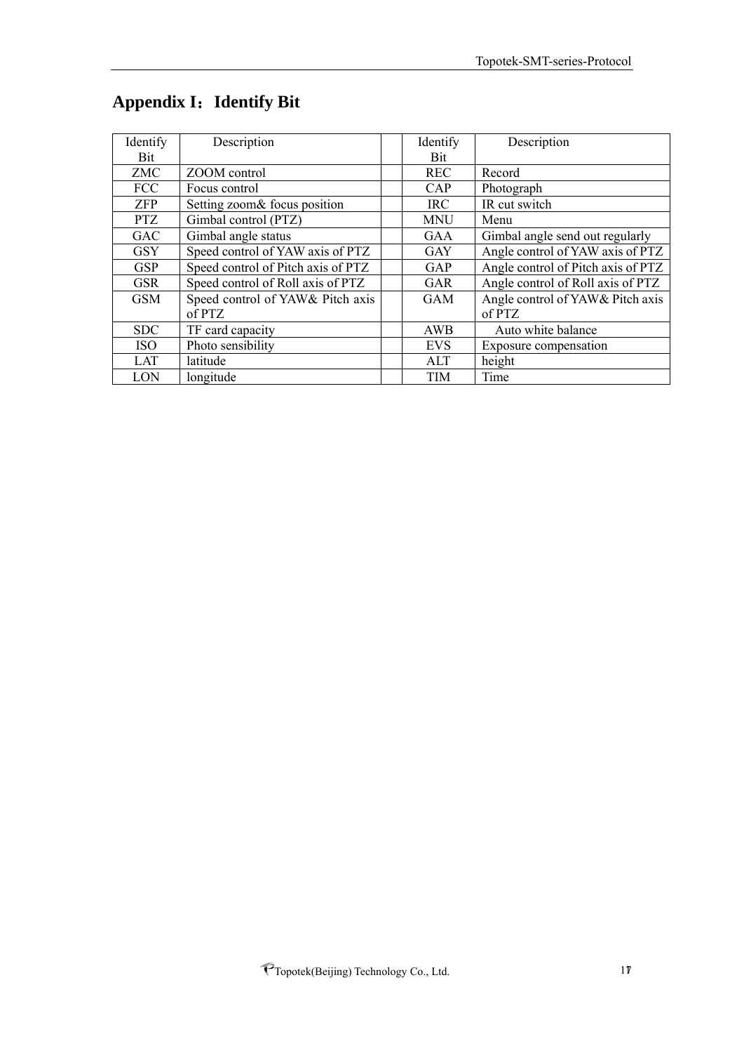# Appendix I：Identify Bit

| Identify Bit | Description | | Identify Bit | Description |
|---|---|---|---|---|
| ZMC | ZOOM control | | REC | Record |
| FCC | Focus control | | CAP | Photograph |
| ZFP | Setting zoom& focus position | | IRC | IR cut switch |
| PTZ | Gimbal control (PTZ) | | MNU | Menu |
| GAC | Gimbal angle status | | GAA | Gimbal angle send out regularly |
| GSY | Speed control of YAW axis of PTZ | | GAY | Angle control of YAW axis of PTZ |
| GSP | Speed control of Pitch axis of PTZ | | GAP | Angle control of Pitch axis of PTZ |
| GSR | Speed control of Roll axis of PTZ | | GAR | Angle control of Roll axis of PTZ |
| GSM | Speed control of YAW& Pitch axis of PTZ | | GAM | Angle control of YAW& Pitch axis of PTZ |
| SDC | TF card capacity | | AWB | Auto white balance |
| ISO | Photo sensibility | | EVS | Exposure compensation |
| LAT | latitude | | ALT | height |
| LON | longitude | | TIM | Time |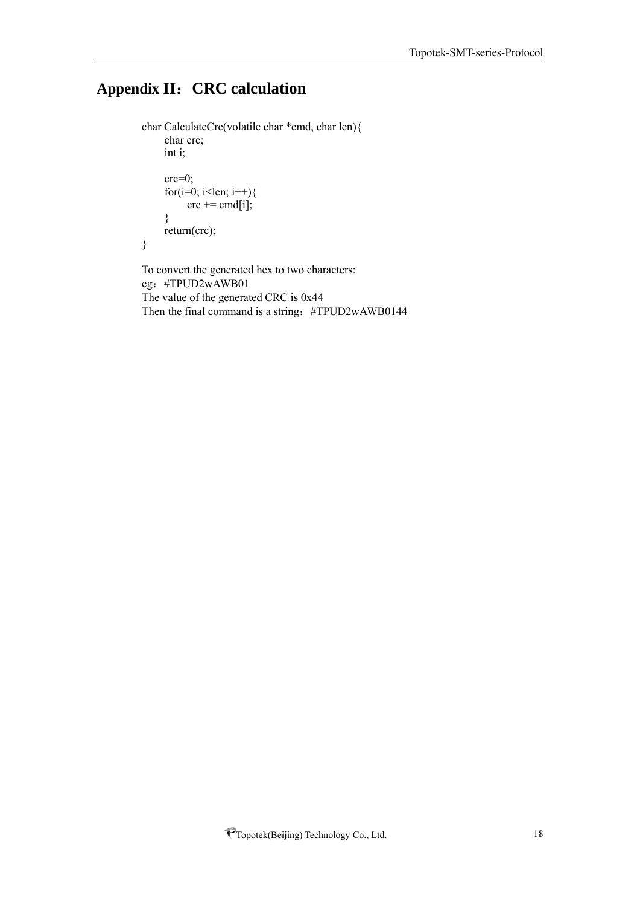# Appendix II：CRC calculation

```
char CalculateCrc(volatile char *cmd, char len){
    char crc;
    int i;

    crc=0;
    for(i=0; i<len; i++){
        crc += cmd[i];
    }
    return(crc);
}
```

To convert the generated hex to two characters:
eg：#TPUD2wAWB01
The value of the generated CRC is 0x44
Then the final command is a string：#TPUD2wAWB0144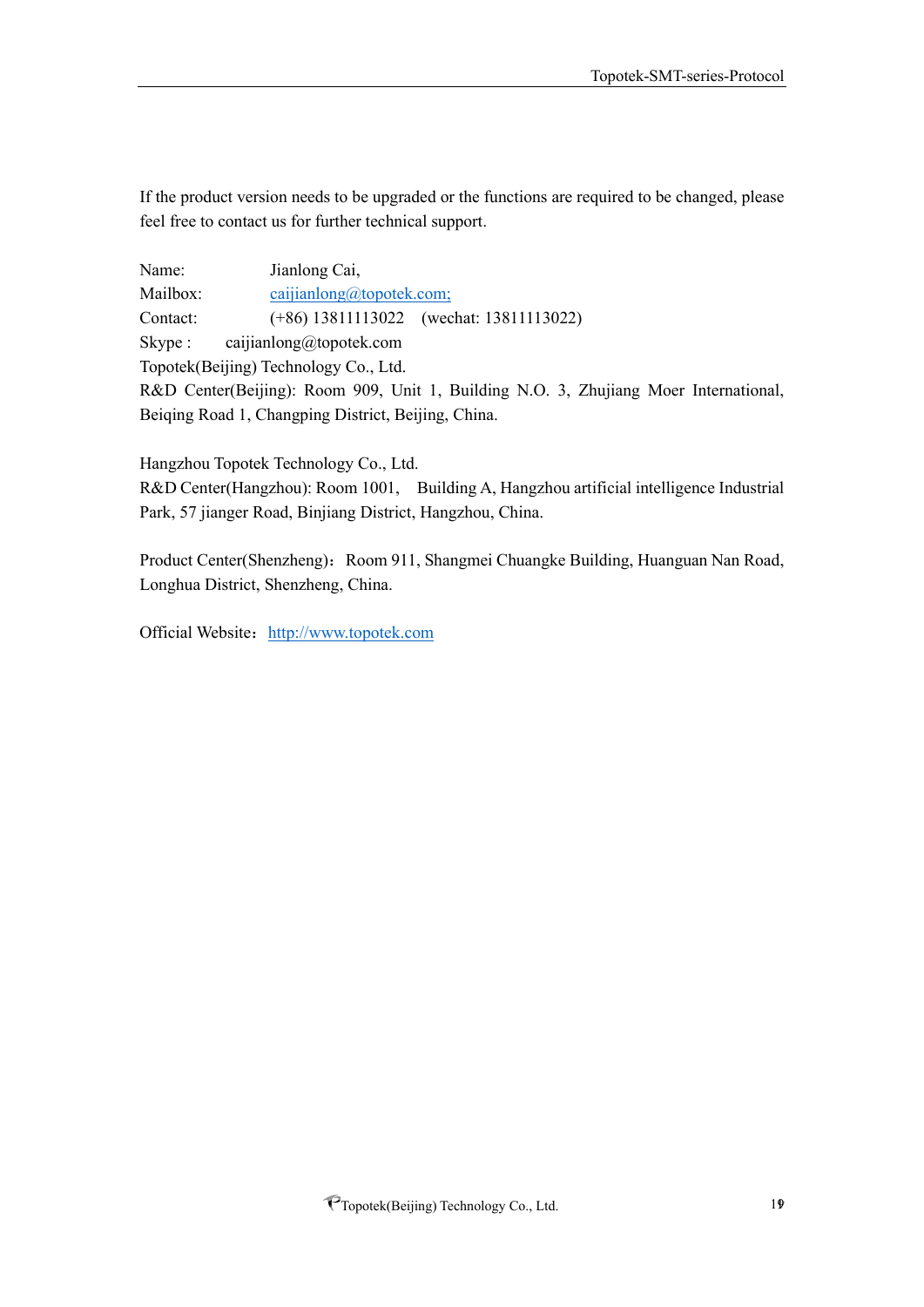If the product version needs to be upgraded or the functions are required to be changed, please feel free to contact us for further technical support.

Name: Jianlong Cai,
Mailbox: caijianlong@topotek.com;
Contact: (+86) 13811113022 (wechat: 13811113022)
Skype : caijianlong@topotek.com
Topotek(Beijing) Technology Co., Ltd.
R&D Center(Beijing): Room 909, Unit 1, Building N.O. 3, Zhujiang Moer International, Beiqing Road 1, Changping District, Beijing, China.

Hangzhou Topotek Technology Co., Ltd.
R&D Center(Hangzhou): Room 1001, Building A, Hangzhou artificial intelligence Industrial Park, 57 jianger Road, Binjiang District, Hangzhou, China.

Product Center(Shenzheng)：Room 911, Shangmei Chuangke Building, Huanguan Nan Road, Longhua District, Shenzheng, China.

Official Website：http://www.topotek.com